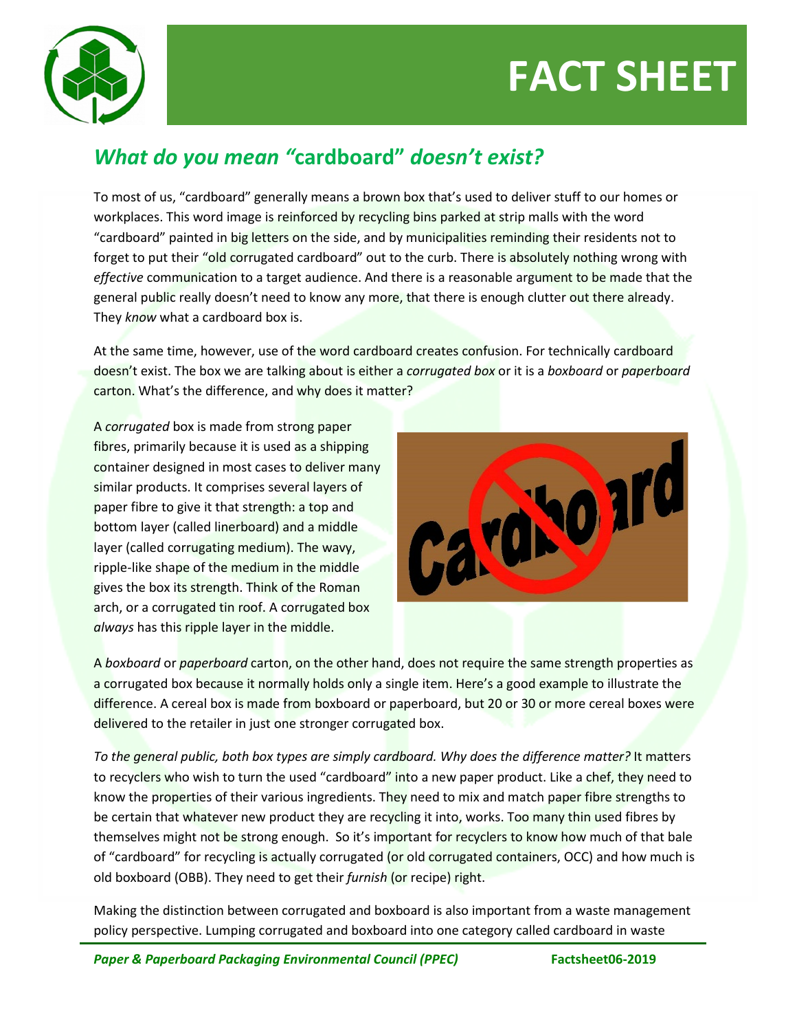# FACT SHEET

## *What do you mean "*cardboard*" doesn't exist?*

To most of us, "cardboard" generally means a brown box that's used to deliver stuff to our homes or workplaces. This word image is reinforced by recycling bins parked at strip malls with the word "cardboard" painted in big letters on the side, and by municipalities reminding their residents not to forget to put their "old corrugated cardboard" out to the curb. There is absolutely nothing wrong with *effective* communication to a target audience. And there is a reasonable argument to be made that the general public really doesn't need to know any more, that there is enough clutter out there already. They *know* what a cardboard box is.

At the same time, however, use of the word cardboard creates confusion. For technically cardboard doesn't exist. The box we are talking about is either a *corrugated box* or it is a *boxboard* or *paperboard* carton. What's the difference, and why does it matter?

A *corrugated* box is made from strong paper fibres, primarily because it is used as a shipping container designed in most cases to deliver many similar products. It comprises several layers of paper fibre to give it that strength: a top and bottom layer (called linerboard) and a middle layer (called corrugating medium). The wavy, ripple-like shape of the medium in the middle gives the box its strength. Think of the Roman arch, or a corrugated tin roof. A corrugated box *always* has this ripple layer in the middle.

A *boxboard* or *paperboard* carton, on the other hand, does not require the same strength properties as a corrugated box because it normally holds only a single item. Here's a good example to illustrate the difference. A cereal box is made from boxboard or paperboard, but 20 or 30 or more cereal boxes were delivered to the retailer in just one stronger corrugated box.

*To the general public, both box types are simply cardboard. Why does the difference matter?* It matters to recyclers who wish to turn the used "cardboard" into a new paper product. Like a chef, they need to know the properties of their various ingredients. They need to mix and match paper fibre strengths to be certain that whatever new product they are recycling it into, works. Too many thin used fibres by themselves might not be strong enough. So it's important for recyclers to know how much of that bale of "cardboard" for recycling is actually corrugated (or old corrugated containers, OCC) and how much is old boxboard (OBB). They need to get their *furnish* (or recipe) right.

Making the distinction between corrugated and boxboard is also important from a waste management policy perspective. Lumping corrugated and boxboard into one category called cardboard in waste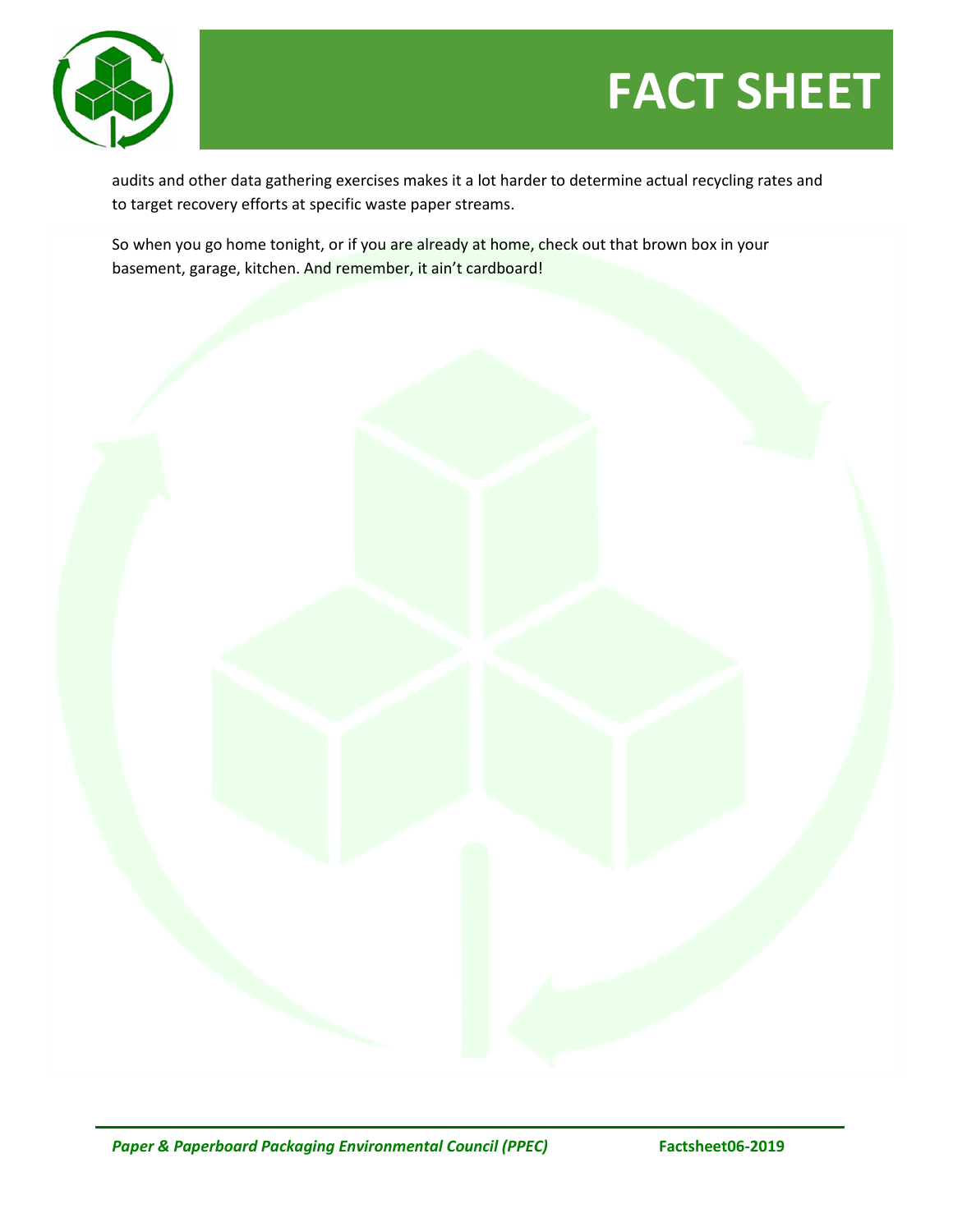audits and other data gathering exercises makes it a lot harder to determine actual recycling rates and to target recovery efforts at specific waste paper streams.

So when you go home tonight, or if you are already at home, check out that brown box in your basement, garage, kitchen. And remember, it ain't cardboard!